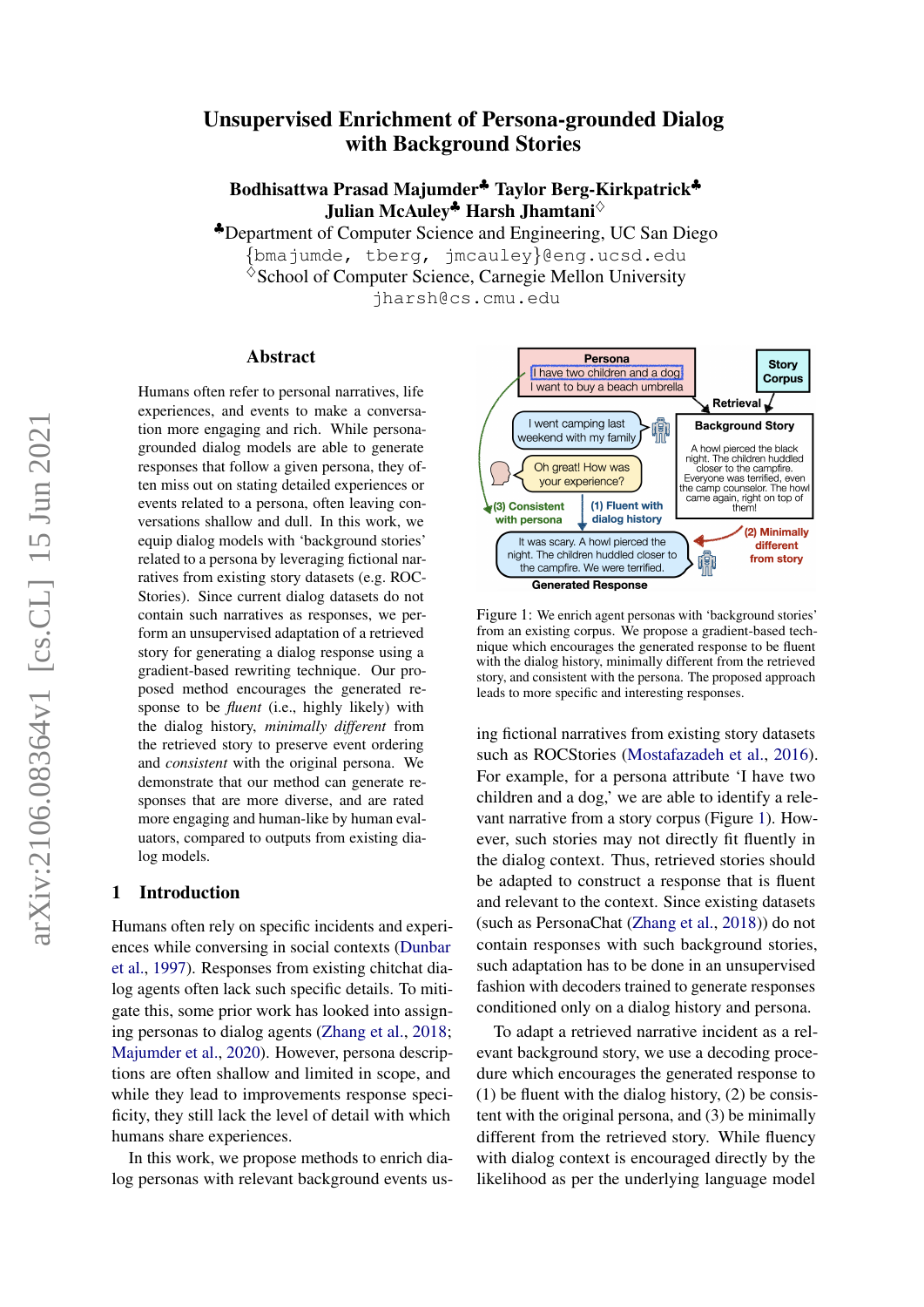# Unsupervised Enrichment of Persona-grounded Dialog with Background Stories

**Bodhisattwa Prasad Majumder♣ Taylor Berg-Kirkpatrick♣ Julian McAuley♣ Harsh Jhamtani♢**

♣Department of Computer Science and Engineering, UC San Diego
{bmajumde, tberg, jmcauley}@eng.ucsd.edu
♢School of Computer Science, Carnegie Mellon University
jharsh@cs.cmu.edu

## Abstract

Humans often refer to personal narratives, life experiences, and events to make a conversation more engaging and rich. While persona-grounded dialog models are able to generate responses that follow a given persona, they often miss out on stating detailed experiences or events related to a persona, often leaving conversations shallow and dull. In this work, we equip dialog models with 'background stories' related to a persona by leveraging fictional narratives from existing story datasets (e.g. ROCStories). Since current dialog datasets do not contain such narratives as responses, we perform an unsupervised adaptation of a retrieved story for generating a dialog response using a gradient-based rewriting technique. Our proposed method encourages the generated response to be *fluent* (i.e., highly likely) with the dialog history, *minimally different* from the retrieved story to preserve event ordering and *consistent* with the original persona. We demonstrate that our method can generate responses that are more diverse, and are rated more engaging and human-like by human evaluators, compared to outputs from existing dialog models.

Figure 1: We enrich agent personas with 'background stories' from an existing corpus. We propose a gradient-based technique which encourages the generated response to be fluent with the dialog history, minimally different from the retrieved story, and consistent with the persona. The proposed approach leads to more specific and interesting responses.

## 1 Introduction

Humans often rely on specific incidents and experiences while conversing in social contexts (Dunbar et al., 1997). Responses from existing chitchat dialog agents often lack such specific details. To mitigate this, some prior work has looked into assigning personas to dialog agents (Zhang et al., 2018; Majumder et al., 2020). However, persona descriptions are often shallow and limited in scope, and while they lead to improvements response specificity, they still lack the level of detail with which humans share experiences.

In this work, we propose methods to enrich dialog personas with relevant background events using fictional narratives from existing story datasets such as ROCStories (Mostafazadeh et al., 2016). For example, for a persona attribute 'I have two children and a dog,' we are able to identify a relevant narrative from a story corpus (Figure 1). However, such stories may not directly fit fluently in the dialog context. Thus, retrieved stories should be adapted to construct a response that is fluent and relevant to the context. Since existing datasets (such as PersonaChat (Zhang et al., 2018)) do not contain responses with such background stories, such adaptation has to be done in an unsupervised fashion with decoders trained to generate responses conditioned only on a dialog history and persona.

To adapt a retrieved narrative incident as a relevant background story, we use a decoding procedure which encourages the generated response to (1) be fluent with the dialog history, (2) be consistent with the original persona, and (3) be minimally different from the retrieved story. While fluency with dialog context is encouraged directly by the likelihood as per the underlying language model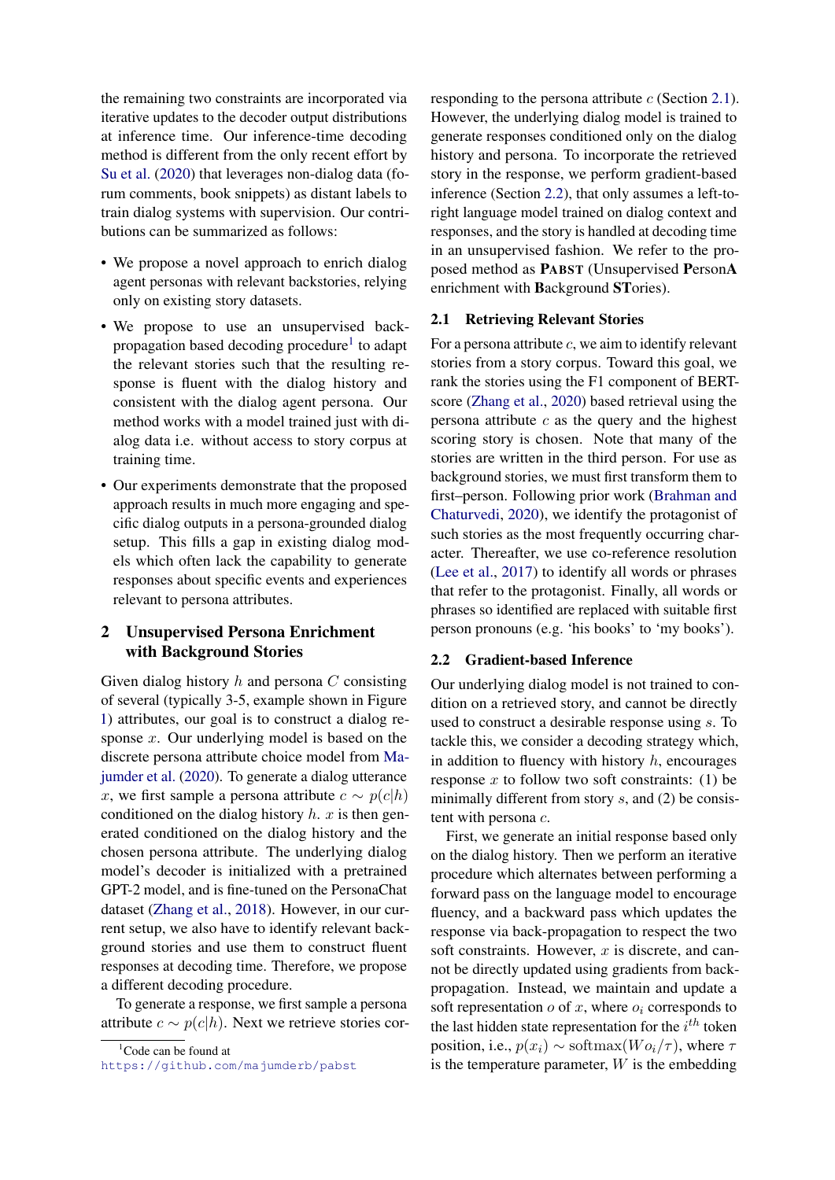the remaining two constraints are incorporated via iterative updates to the decoder output distributions at inference time. Our inference-time decoding method is different from the only recent effort by Su et al. (2020) that leverages non-dialog data (forum comments, book snippets) as distant labels to train dialog systems with supervision. Our contributions can be summarized as follows:

- We propose a novel approach to enrich dialog agent personas with relevant backstories, relying only on existing story datasets.
- We propose to use an unsupervised back-propagation based decoding procedure[1] to adapt the relevant stories such that the resulting response is fluent with the dialog history and consistent with the dialog agent persona. Our method works with a model trained just with dialog data i.e. without access to story corpus at training time.
- Our experiments demonstrate that the proposed approach results in much more engaging and specific dialog outputs in a persona-grounded dialog setup. This fills a gap in existing dialog models which often lack the capability to generate responses about specific events and experiences relevant to persona attributes.

## 2 Unsupervised Persona Enrichment with Background Stories

Given dialog history $h$ and persona $C$ consisting of several (typically 3-5, example shown in Figure 1) attributes, our goal is to construct a dialog response $x$. Our underlying model is based on the discrete persona attribute choice model from Majumder et al. (2020). To generate a dialog utterance $x$, we first sample a persona attribute $c \sim p(c|h)$ conditioned on the dialog history $h$. $x$ is then generated conditioned on the dialog history and the chosen persona attribute. The underlying dialog model's decoder is initialized with a pretrained GPT-2 model, and is fine-tuned on the PersonaChat dataset (Zhang et al., 2018). However, in our current setup, we also have to identify relevant background stories and use them to construct fluent responses at decoding time. Therefore, we propose a different decoding procedure.

To generate a response, we first sample a persona attribute $c \sim p(c|h)$. Next we retrieve stories corresponding to the persona attribute $c$ (Section 2.1). However, the underlying dialog model is trained to generate responses conditioned only on the dialog history and persona. To incorporate the retrieved story in the response, we perform gradient-based inference (Section 2.2), that only assumes a left-to-right language model trained on dialog context and responses, and the story is handled at decoding time in an unsupervised fashion. We refer to the proposed method as **PABST** (**U**nsupervised **P**erson**A** enrichment with **B**ackground **ST**ories).

### 2.1 Retrieving Relevant Stories

For a persona attribute $c$, we aim to identify relevant stories from a story corpus. Toward this goal, we rank the stories using the F1 component of BERT-score (Zhang et al., 2020) based retrieval using the persona attribute $c$ as the query and the highest scoring story is chosen. Note that many of the stories are written in the third person. For use as background stories, we must first transform them to first–person. Following prior work (Brahman and Chaturvedi, 2020), we identify the protagonist of such stories as the most frequently occurring character. Thereafter, we use co-reference resolution (Lee et al., 2017) to identify all words or phrases that refer to the protagonist. Finally, all words or phrases so identified are replaced with suitable first person pronouns (e.g. 'his books' to 'my books').

### 2.2 Gradient-based Inference

Our underlying dialog model is not trained to condition on a retrieved story, and cannot be directly used to construct a desirable response using $s$. To tackle this, we consider a decoding strategy which, in addition to fluency with history $h$, encourages response $x$ to follow two soft constraints: (1) be minimally different from story $s$, and (2) be consistent with persona $c$.

First, we generate an initial response based only on the dialog history. Then we perform an iterative procedure which alternates between performing a forward pass on the language model to encourage fluency, and a backward pass which updates the response via back-propagation to respect the two soft constraints. However, $x$ is discrete, and cannot be directly updated using gradients from back-propagation. Instead, we maintain and update a soft representation $o$ of $x$, where $o_i$ corresponds to the last hidden state representation for the $i^{th}$ token position, i.e., $p(x_i) \sim \text{softmax}(Wo_i/\tau)$, where $\tau$ is the temperature parameter, $W$ is the embedding

[1] Code can be found at https://github.com/majumderb/pabst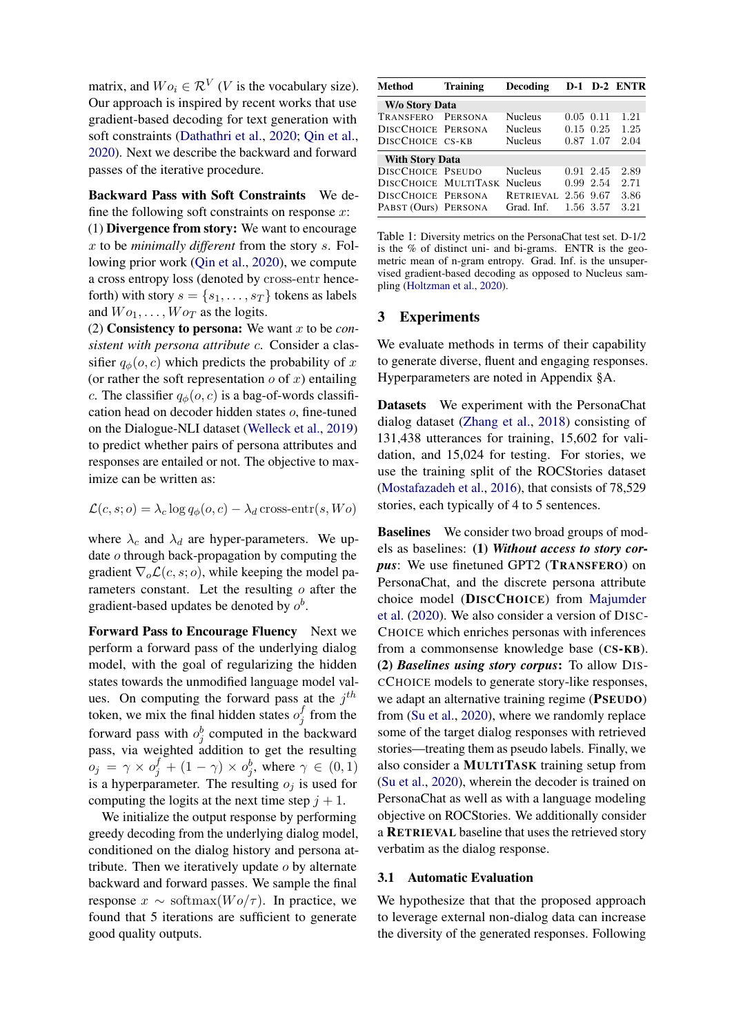matrix, and $Wo_i \in \mathcal{R}^V$ ($V$ is the vocabulary size). Our approach is inspired by recent works that use gradient-based decoding for text generation with soft constraints (Dathathri et al., 2020; Qin et al., 2020). Next we describe the backward and forward passes of the iterative procedure.

**Backward Pass with Soft Constraints** We define the following soft constraints on response $x$:
(1) **Divergence from story:** We want to encourage $x$ to be *minimally different* from the story $s$. Following prior work (Qin et al., 2020), we compute a cross entropy loss (denoted by cross-entr henceforth) with story $s = \{s_1, \ldots, s_T\}$ tokens as labels and $Wo_1, \ldots, Wo_T$ as the logits.
(2) **Consistency to persona:** We want $x$ to be *consistent with persona attribute* $c$. Consider a classifier $q_\phi(o, c)$ which predicts the probability of $x$ (or rather the soft representation $o$ of $x$) entailing $c$. The classifier $q_\phi(o, c)$ is a bag-of-words classification head on decoder hidden states $o$, fine-tuned on the Dialogue-NLI dataset (Welleck et al., 2019) to predict whether pairs of persona attributes and responses are entailed or not. The objective to maximize can be written as:

$$\mathcal{L}(c, s; o) = \lambda_c \log q_\phi(o, c) - \lambda_d \, \text{cross-entr}(s, Wo)$$

where $\lambda_c$ and $\lambda_d$ are hyper-parameters. We update $o$ through back-propagation by computing the gradient $\nabla_o \mathcal{L}(c, s; o)$, while keeping the model parameters constant. Let the resulting $o$ after the gradient-based updates be denoted by $o^b$.

**Forward Pass to Encourage Fluency** Next we perform a forward pass of the underlying dialog model, with the goal of regularizing the hidden states towards the unmodified language model values. On computing the forward pass at the $j^{th}$ token, we mix the final hidden states $o_j^f$ from the forward pass with $o_j^b$ computed in the backward pass, via weighted addition to get the resulting $o_j = \gamma \times o_j^f + (1 - \gamma) \times o_j^b$, where $\gamma \in (0, 1)$ is a hyperparameter. The resulting $o_j$ is used for computing the logits at the next time step $j + 1$.

We initialize the output response by performing greedy decoding from the underlying dialog model, conditioned on the dialog history and persona attribute. Then we iteratively update $o$ by alternate backward and forward passes. We sample the final response $x \sim \text{softmax}(Wo/\tau)$. In practice, we found that 5 iterations are sufficient to generate good quality outputs.

| Method | Training | Decoding | D-1 | D-2 | ENTR |
|---|---|---|---|---|---|
| **W/o Story Data** | | | | | |
| TRANSFERO | PERSONA | Nucleus | 0.05 | 0.11 | 1.21 |
| DISCCHOICE | PERSONA | Nucleus | 0.15 | 0.25 | 1.25 |
| DISCCHOICE | CS-KB | Nucleus | 0.87 | 1.07 | 2.04 |
| **With Story Data** | | | | | |
| DISCCHOICE | PSEUDO | Nucleus | 0.91 | 2.45 | 2.89 |
| DISCCHOICE | MULTITASK | Nucleus | 0.99 | 2.54 | 2.71 |
| DISCCHOICE | PERSONA | RETRIEVAL | 2.56 | 9.67 | 3.86 |
| PABST (Ours) | PERSONA | Grad. Inf. | 1.56 | 3.57 | 3.21 |

Table 1: Diversity metrics on the PersonaChat test set. D-1/2 is the % of distinct uni- and bi-grams. ENTR is the geometric mean of n-gram entropy. Grad. Inf. is the unsupervised gradient-based decoding as opposed to Nucleus sampling (Holtzman et al., 2020).

## 3 Experiments

We evaluate methods in terms of their capability to generate diverse, fluent and engaging responses. Hyperparameters are noted in Appendix §A.

**Datasets** We experiment with the PersonaChat dialog dataset (Zhang et al., 2018) consisting of 131,438 utterances for training, 15,602 for validation, and 15,024 for testing. For stories, we use the training split of the ROCStories dataset (Mostafazadeh et al., 2016), that consists of 78,529 stories, each typically of 4 to 5 sentences.

**Baselines** We consider two broad groups of models as baselines: **(1)** ***Without access to story corpus***: We use finetuned GPT2 (**TRANSFERO**) on PersonaChat, and the discrete persona attribute choice model (**DISCCHOICE**) from Majumder et al. (2020). We also consider a version of DISCCHOICE which enriches personas with inferences from a commonsense knowledge base (**CS-KB**). **(2)** ***Baselines using story corpus***: To allow DISCCHOICE models to generate story-like responses, we adapt an alternative training regime (**PSEUDO**) from (Su et al., 2020), where we randomly replace some of the target dialog responses with retrieved stories—treating them as pseudo labels. Finally, we also consider a **MULTITASK** training setup from (Su et al., 2020), wherein the decoder is trained on PersonaChat as well as with a language modeling objective on ROCStories. We additionally consider a **RETRIEVAL** baseline that uses the retrieved story verbatim as the dialog response.

### 3.1 Automatic Evaluation

We hypothesize that that the proposed approach to leverage external non-dialog data can increase the diversity of the generated responses. Following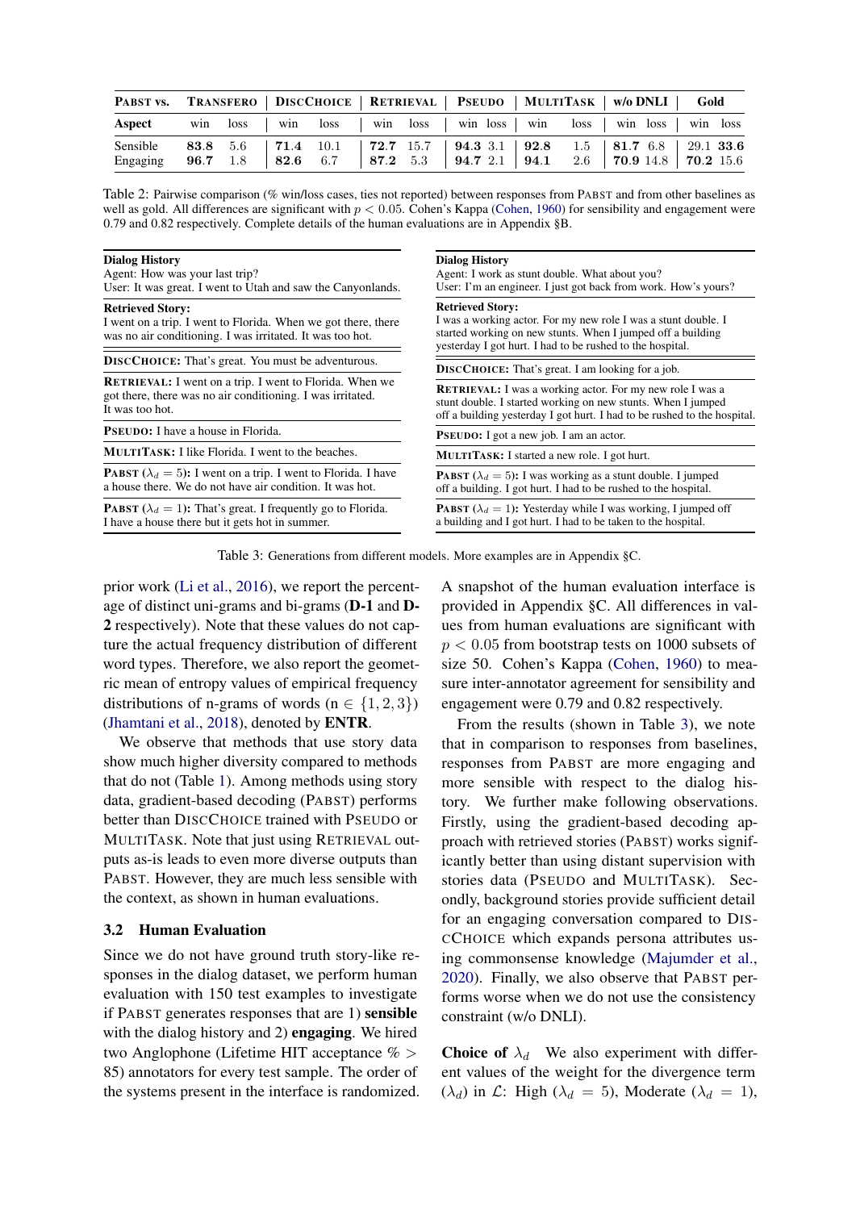| PABST vs. | TRANSFERO | | DISCCHOICE | | RETRIEVAL | | PSEUDO | | MULTITASK | | w/o DNLI | | Gold | |
|---|---|---|---|---|---|---|---|---|---|---|---|---|---|---|
| Aspect | win | loss | win | loss | win | loss | win | loss | win | loss | win | loss | win | loss |
| Sensible | **83.8** | 5.6 | **71.4** | 10.1 | **72.7** | 15.7 | **94.3** | 3.1 | **92.8** | 1.5 | **81.7** | 6.8 | 29.1 | **33.6** |
| Engaging | **96.7** | 1.8 | **82.6** | 6.7 | **87.2** | 5.3 | **94.7** | 2.1 | **94.1** | 2.6 | **70.9** | 14.8 | **70.2** | 15.6 |

Table 2: Pairwise comparison (% win/loss cases, ties not reported) between responses from PABST and from other baselines as well as gold. All differences are significant with $p < 0.05$. Cohen's Kappa (Cohen, 1960) for sensibility and engagement were 0.79 and 0.82 respectively. Complete details of the human evaluations are in Appendix §B.

| **Dialog History**<br>Agent: How was your last trip?<br>User: It was great. I went to Utah and saw the Canyonlands. | **Dialog History**<br>Agent: I work as stunt double. What about you?<br>User: I'm an engineer. I just got back from work. How's yours? |
|---|---|
| **Retrieved Story:**<br>I went on a trip. I went to Florida. When we got there, there was no air conditioning. I was irritated. It was too hot. | **Retrieved Story:**<br>I was a working actor. For my new role I was a stunt double. I started working on new stunts. When I jumped off a building yesterday I got hurt. I had to be rushed to the hospital. |
| **DISCCHOICE:** That's great. You must be adventurous. | **DISCCHOICE:** That's great. I am looking for a job. |
| **RETRIEVAL:** I went on a trip. I went to Florida. When we got there, there was no air conditioning. I was irritated. It was too hot. | **RETRIEVAL:** I was a working actor. For my new role I was a stunt double. I started working on new stunts. When I jumped off a building yesterday I got hurt. I had to be rushed to the hospital. |
| **PSEUDO:** I have a house in Florida. | **PSEUDO:** I got a new job. I am an actor. |
| **MULTITASK:** I like Florida. I went to the beaches. | **MULTITASK:** I started a new role. I got hurt. |
| **PABST ($\lambda_d = 5$):** I went on a trip. I went to Florida. I have a house there. We do not have air condition. It was hot. | **PABST ($\lambda_d = 5$):** I was working as a stunt double. I jumped off a building. I got hurt. I had to be rushed to the hospital. |
| **PABST ($\lambda_d = 1$):** That's great. I frequently go to Florida. I have a house there but it gets hot in summer. | **PABST ($\lambda_d = 1$):** Yesterday while I was working, I jumped off a building and I got hurt. I had to be taken to the hospital. |

Table 3: Generations from different models. More examples are in Appendix §C.

prior work (Li et al., 2016), we report the percentage of distinct uni-grams and bi-grams (**D-1** and **D-2** respectively). Note that these values do not capture the actual frequency distribution of different word types. Therefore, we also report the geometric mean of entropy values of empirical frequency distributions of n-grams of words (n $\in \{1, 2, 3\}$) (Jhamtani et al., 2018), denoted by **ENTR**.

We observe that methods that use story data show much higher diversity compared to methods that do not (Table 1). Among methods using story data, gradient-based decoding (PABST) performs better than DISCCHOICE trained with PSEUDO or MULTITASK. Note that just using RETRIEVAL outputs as-is leads to even more diverse outputs than PABST. However, they are much less sensible with the context, as shown in human evaluations.

### 3.2 Human Evaluation

Since we do not have ground truth story-like responses in the dialog dataset, we perform human evaluation with 150 test examples to investigate if PABST generates responses that are 1) **sensible** with the dialog history and 2) **engaging**. We hired two Anglophone (Lifetime HIT acceptance % > 85) annotators for every test sample. The order of the systems present in the interface is randomized. A snapshot of the human evaluation interface is provided in Appendix §C. All differences in values from human evaluations are significant with $p < 0.05$ from bootstrap tests on 1000 subsets of size 50. Cohen's Kappa (Cohen, 1960) to measure inter-annotator agreement for sensibility and engagement were 0.79 and 0.82 respectively.

From the results (shown in Table 3), we note that in comparison to responses from baselines, responses from PABST are more engaging and more sensible with respect to the dialog history. We further make following observations. Firstly, using the gradient-based decoding approach with retrieved stories (PABST) works significantly better than using distant supervision with stories data (PSEUDO and MULTITASK). Secondly, background stories provide sufficient detail for an engaging conversation compared to DISCCHOICE which expands persona attributes using commonsense knowledge (Majumder et al., 2020). Finally, we also observe that PABST performs worse when we do not use the consistency constraint (w/o DNLI).

**Choice of $\lambda_d$** We also experiment with different values of the weight for the divergence term ($\lambda_d$) in $\mathcal{L}$: High ($\lambda_d = 5$), Moderate ($\lambda_d = 1$),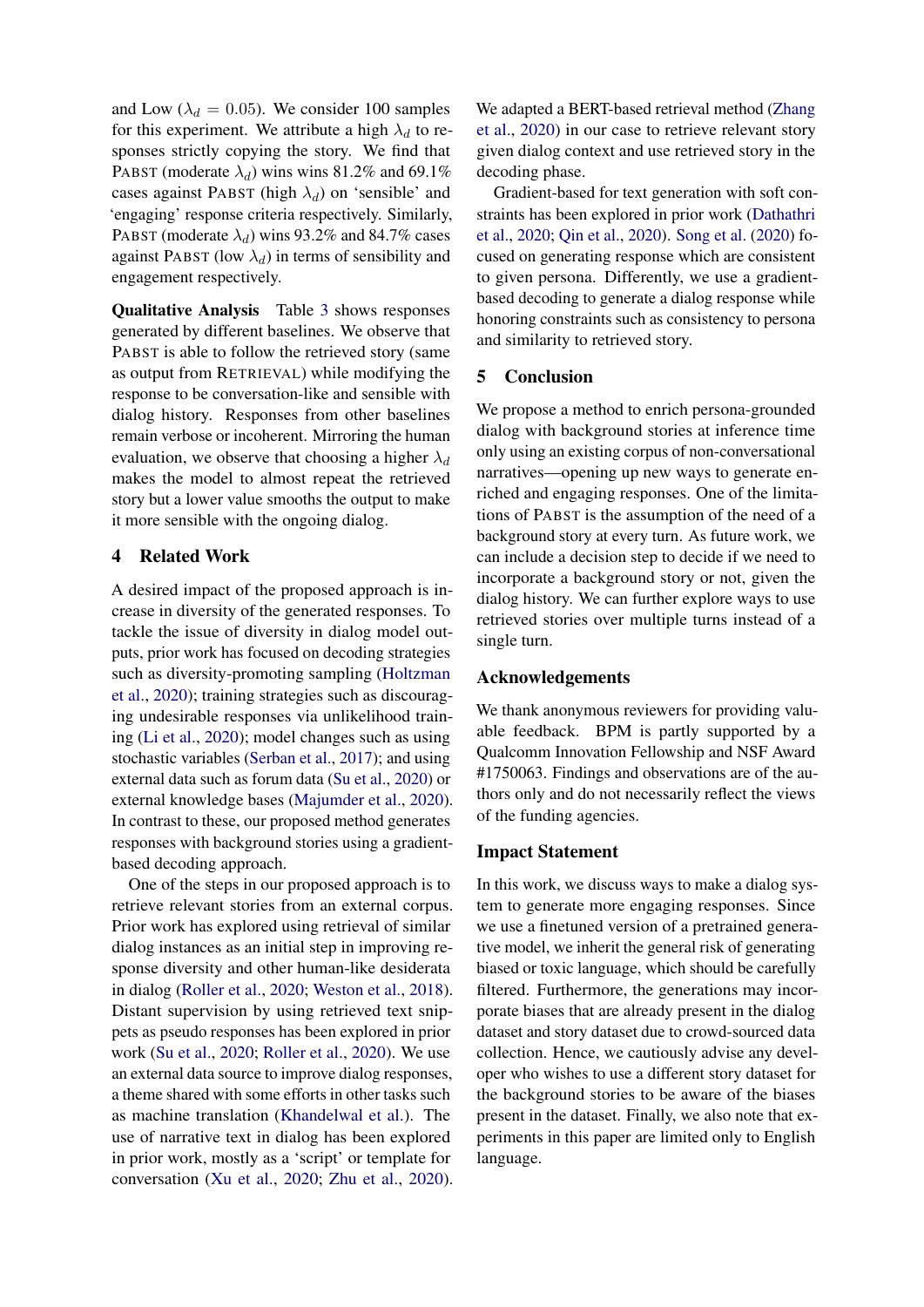and Low ($\lambda_d = 0.05$). We consider 100 samples for this experiment. We attribute a high $\lambda_d$ to responses strictly copying the story. We find that PABST (moderate $\lambda_d$) wins wins 81.2% and 69.1% cases against PABST (high $\lambda_d$) on 'sensible' and 'engaging' response criteria respectively. Similarly, PABST (moderate $\lambda_d$) wins 93.2% and 84.7% cases against PABST (low $\lambda_d$) in terms of sensibility and engagement respectively.

**Qualitative Analysis** Table 3 shows responses generated by different baselines. We observe that PABST is able to follow the retrieved story (same as output from RETRIEVAL) while modifying the response to be conversation-like and sensible with dialog history. Responses from other baselines remain verbose or incoherent. Mirroring the human evaluation, we observe that choosing a higher $\lambda_d$ makes the model to almost repeat the retrieved story but a lower value smooths the output to make it more sensible with the ongoing dialog.

## 4 Related Work

A desired impact of the proposed approach is increase in diversity of the generated responses. To tackle the issue of diversity in dialog model outputs, prior work has focused on decoding strategies such as diversity-promoting sampling (Holtzman et al., 2020); training strategies such as discouraging undesirable responses via unlikelihood training (Li et al., 2020); model changes such as using stochastic variables (Serban et al., 2017); and using external data such as forum data (Su et al., 2020) or external knowledge bases (Majumder et al., 2020). In contrast to these, our proposed method generates responses with background stories using a gradient-based decoding approach.

One of the steps in our proposed approach is to retrieve relevant stories from an external corpus. Prior work has explored using retrieval of similar dialog instances as an initial step in improving response diversity and other human-like desiderata in dialog (Roller et al., 2020; Weston et al., 2018). Distant supervision by using retrieved text snippets as pseudo responses has been explored in prior work (Su et al., 2020; Roller et al., 2020). We use an external data source to improve dialog responses, a theme shared with some efforts in other tasks such as machine translation (Khandelwal et al.). The use of narrative text in dialog has been explored in prior work, mostly as a 'script' or template for conversation (Xu et al., 2020; Zhu et al., 2020). We adapted a BERT-based retrieval method (Zhang et al., 2020) in our case to retrieve relevant story given dialog context and use retrieved story in the decoding phase.

Gradient-based for text generation with soft constraints has been explored in prior work (Dathathri et al., 2020; Qin et al., 2020). Song et al. (2020) focused on generating response which are consistent to given persona. Differently, we use a gradient-based decoding to generate a dialog response while honoring constraints such as consistency to persona and similarity to retrieved story.

## 5 Conclusion

We propose a method to enrich persona-grounded dialog with background stories at inference time only using an existing corpus of non-conversational narratives—opening up new ways to generate enriched and engaging responses. One of the limitations of PABST is the assumption of the need of a background story at every turn. As future work, we can include a decision step to decide if we need to incorporate a background story or not, given the dialog history. We can further explore ways to use retrieved stories over multiple turns instead of a single turn.

## Acknowledgements

We thank anonymous reviewers for providing valuable feedback. BPM is partly supported by a Qualcomm Innovation Fellowship and NSF Award #1750063. Findings and observations are of the authors only and do not necessarily reflect the views of the funding agencies.

## Impact Statement

In this work, we discuss ways to make a dialog system to generate more engaging responses. Since we use a finetuned version of a pretrained generative model, we inherit the general risk of generating biased or toxic language, which should be carefully filtered. Furthermore, the generations may incorporate biases that are already present in the dialog dataset and story dataset due to crowd-sourced data collection. Hence, we cautiously advise any developer who wishes to use a different story dataset for the background stories to be aware of the biases present in the dataset. Finally, we also note that experiments in this paper are limited only to English language.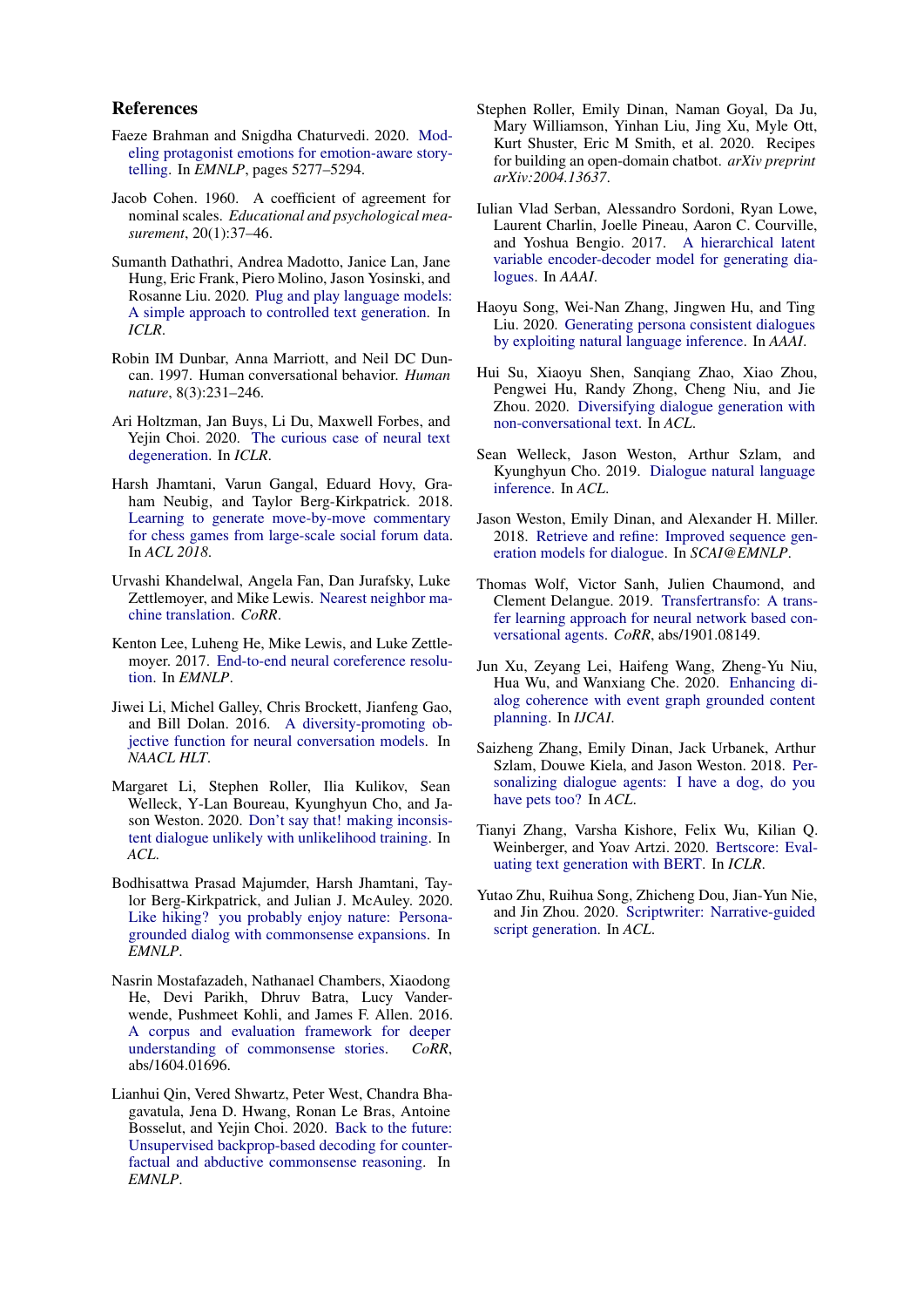## References

Faeze Brahman and Snigdha Chaturvedi. 2020. Modeling protagonist emotions for emotion-aware storytelling. In *EMNLP*, pages 5277–5294.

Jacob Cohen. 1960. A coefficient of agreement for nominal scales. *Educational and psychological measurement*, 20(1):37–46.

Sumanth Dathathri, Andrea Madotto, Janice Lan, Jane Hung, Eric Frank, Piero Molino, Jason Yosinski, and Rosanne Liu. 2020. Plug and play language models: A simple approach to controlled text generation. In *ICLR*.

Robin IM Dunbar, Anna Marriott, and Neil DC Duncan. 1997. Human conversational behavior. *Human nature*, 8(3):231–246.

Ari Holtzman, Jan Buys, Li Du, Maxwell Forbes, and Yejin Choi. 2020. The curious case of neural text degeneration. In *ICLR*.

Harsh Jhamtani, Varun Gangal, Eduard Hovy, Graham Neubig, and Taylor Berg-Kirkpatrick. 2018. Learning to generate move-by-move commentary for chess games from large-scale social forum data. In *ACL 2018*.

Urvashi Khandelwal, Angela Fan, Dan Jurafsky, Luke Zettlemoyer, and Mike Lewis. Nearest neighbor machine translation. *CoRR*.

Kenton Lee, Luheng He, Mike Lewis, and Luke Zettlemoyer. 2017. End-to-end neural coreference resolution. In *EMNLP*.

Jiwei Li, Michel Galley, Chris Brockett, Jianfeng Gao, and Bill Dolan. 2016. A diversity-promoting objective function for neural conversation models. In *NAACL HLT*.

Margaret Li, Stephen Roller, Ilia Kulikov, Sean Welleck, Y-Lan Boureau, Kyunghyun Cho, and Jason Weston. 2020. Don't say that! making inconsistent dialogue unlikely with unlikelihood training. In *ACL*.

Bodhisattwa Prasad Majumder, Harsh Jhamtani, Taylor Berg-Kirkpatrick, and Julian J. McAuley. 2020. Like hiking? you probably enjoy nature: Persona-grounded dialog with commonsense expansions. In *EMNLP*.

Nasrin Mostafazadeh, Nathanael Chambers, Xiaodong He, Devi Parikh, Dhruv Batra, Lucy Vanderwende, Pushmeet Kohli, and James F. Allen. 2016. A corpus and evaluation framework for deeper understanding of commonsense stories. *CoRR*, abs/1604.01696.

Lianhui Qin, Vered Shwartz, Peter West, Chandra Bhagavatula, Jena D. Hwang, Ronan Le Bras, Antoine Bosselut, and Yejin Choi. 2020. Back to the future: Unsupervised backprop-based decoding for counterfactual and abductive commonsense reasoning. In *EMNLP*.

Stephen Roller, Emily Dinan, Naman Goyal, Da Ju, Mary Williamson, Yinhan Liu, Jing Xu, Myle Ott, Kurt Shuster, Eric M Smith, et al. 2020. Recipes for building an open-domain chatbot. *arXiv preprint arXiv:2004.13637*.

Iulian Vlad Serban, Alessandro Sordoni, Ryan Lowe, Laurent Charlin, Joelle Pineau, Aaron C. Courville, and Yoshua Bengio. 2017. A hierarchical latent variable encoder-decoder model for generating dialogues. In *AAAI*.

Haoyu Song, Wei-Nan Zhang, Jingwen Hu, and Ting Liu. 2020. Generating persona consistent dialogues by exploiting natural language inference. In *AAAI*.

Hui Su, Xiaoyu Shen, Sanqiang Zhao, Xiao Zhou, Pengwei Hu, Randy Zhong, Cheng Niu, and Jie Zhou. 2020. Diversifying dialogue generation with non-conversational text. In *ACL*.

Sean Welleck, Jason Weston, Arthur Szlam, and Kyunghyun Cho. 2019. Dialogue natural language inference. In *ACL*.

Jason Weston, Emily Dinan, and Alexander H. Miller. 2018. Retrieve and refine: Improved sequence generation models for dialogue. In *SCAI@EMNLP*.

Thomas Wolf, Victor Sanh, Julien Chaumond, and Clement Delangue. 2019. Transfertransfo: A transfer learning approach for neural network based conversational agents. *CoRR*, abs/1901.08149.

Jun Xu, Zeyang Lei, Haifeng Wang, Zheng-Yu Niu, Hua Wu, and Wanxiang Che. 2020. Enhancing dialog coherence with event graph grounded content planning. In *IJCAI*.

Saizheng Zhang, Emily Dinan, Jack Urbanek, Arthur Szlam, Douwe Kiela, and Jason Weston. 2018. Personalizing dialogue agents: I have a dog, do you have pets too? In *ACL*.

Tianyi Zhang, Varsha Kishore, Felix Wu, Kilian Q. Weinberger, and Yoav Artzi. 2020. Bertscore: Evaluating text generation with BERT. In *ICLR*.

Yutao Zhu, Ruihua Song, Zhicheng Dou, Jian-Yun Nie, and Jin Zhou. 2020. Scriptwriter: Narrative-guided script generation. In *ACL*.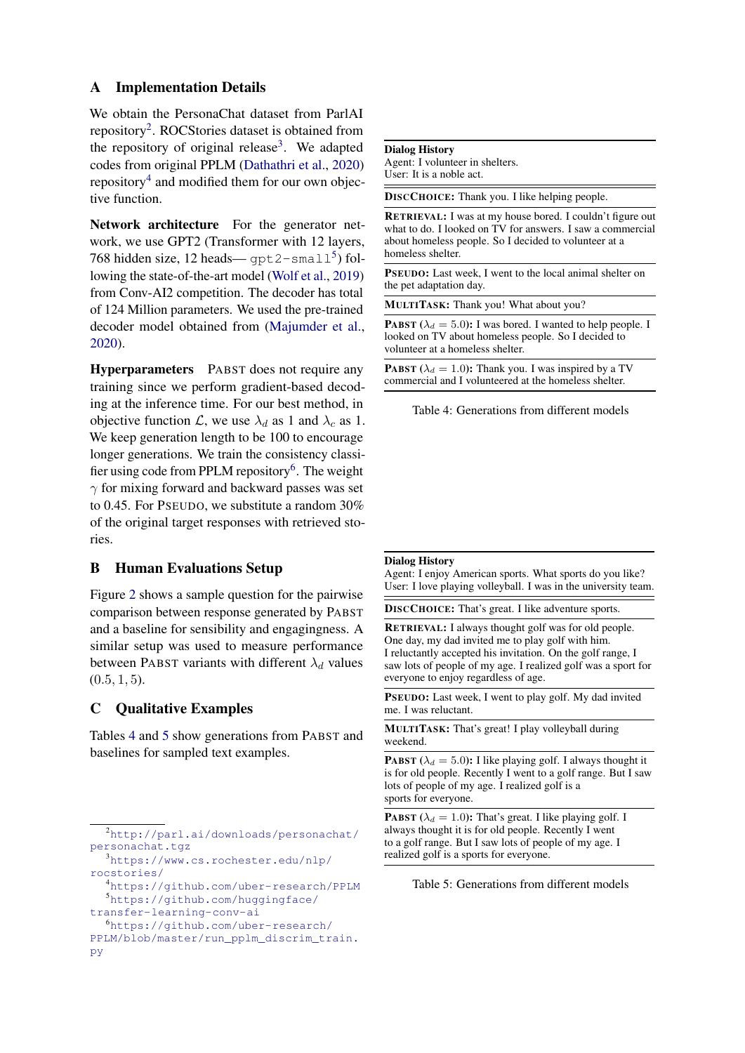## A Implementation Details

We obtain the PersonaChat dataset from ParlAI repository[2]. ROCStories dataset is obtained from the repository of original release[3]. We adapted codes from original PPLM (Dathathri et al., 2020) repository[4] and modified them for our own objective function.

**Network architecture** For the generator network, we use GPT2 (Transformer with 12 layers, 768 hidden size, 12 heads— `gpt2-small`[5]) following the state-of-the-art model (Wolf et al., 2019) from Conv-AI2 competition. The decoder has total of 124 Million parameters. We used the pre-trained decoder model obtained from (Majumder et al., 2020).

**Hyperparameters** PABST does not require any training since we perform gradient-based decoding at the inference time. For our best method, in objective function $\mathcal{L}$, we use $\lambda_d$ as 1 and $\lambda_c$ as 1. We keep generation length to be 100 to encourage longer generations. We train the consistency classifier using code from PPLM repository[6]. The weight $\gamma$ for mixing forward and backward passes was set to 0.45. For PSEUDO, we substitute a random 30% of the original target responses with retrieved stories.

## B Human Evaluations Setup

Figure 2 shows a sample question for the pairwise comparison between response generated by PABST and a baseline for sensibility and engagingness. A similar setup was used to measure performance between PABST variants with different $\lambda_d$ values $(0.5, 1, 5)$.

## C Qualitative Examples

Tables 4 and 5 show generations from PABST and baselines for sampled text examples.

| **Dialog History** |
|---|
| Agent: I volunteer in shelters.<br>User: It is a noble act. |
| **DISCCHOICE:** Thank you. I like helping people. |
| **RETRIEVAL:** I was at my house bored. I couldn't figure out what to do. I looked on TV for answers. I saw a commercial about homeless people. So I decided to volunteer at a homeless shelter. |
| **PSEUDO:** Last week, I went to the local animal shelter on the pet adaptation day. |
| **MULTITASK:** Thank you! What about you? |
| **PABST ($\lambda_d = 5.0$):** I was bored. I wanted to help people. I looked on TV about homeless people. So I decided to volunteer at a homeless shelter. |
| **PABST ($\lambda_d = 1.0$):** Thank you. I was inspired by a TV commercial and I volunteered at the homeless shelter. |

Table 4: Generations from different models

| **Dialog History** |
|---|
| Agent: I enjoy American sports. What sports do you like?<br>User: I love playing volleyball. I was in the university team. |
| **DISCCHOICE:** That's great. I like adventure sports. |
| **RETRIEVAL:** I always thought golf was for old people. One day, my dad invited me to play golf with him. I reluctantly accepted his invitation. On the golf range, I saw lots of people of my age. I realized golf was a sport for everyone to enjoy regardless of age. |
| **PSEUDO:** Last week, I went to play golf. My dad invited me. I was reluctant. |
| **MULTITASK:** That's great! I play volleyball during weekend. |
| **PABST ($\lambda_d = 5.0$):** I like playing golf. I always thought it is for old people. Recently I went to a golf range. But I saw lots of people of my age. I realized golf is a sports for everyone. |
| **PABST ($\lambda_d = 1.0$):** That's great. I like playing golf. I always thought it is for old people. Recently I went to a golf range. But I saw lots of people of my age. I realized golf is a sports for everyone. |

Table 5: Generations from different models

---

[2] http://parl.ai/downloads/personachat/personachat.tgz

[3] https://www.cs.rochester.edu/nlp/rocstories/

[4] https://github.com/uber-research/PPLM

[5] https://github.com/huggingface/transfer-learning-conv-ai

[6] https://github.com/uber-research/PPLM/blob/master/run_pplm_discrim_train.py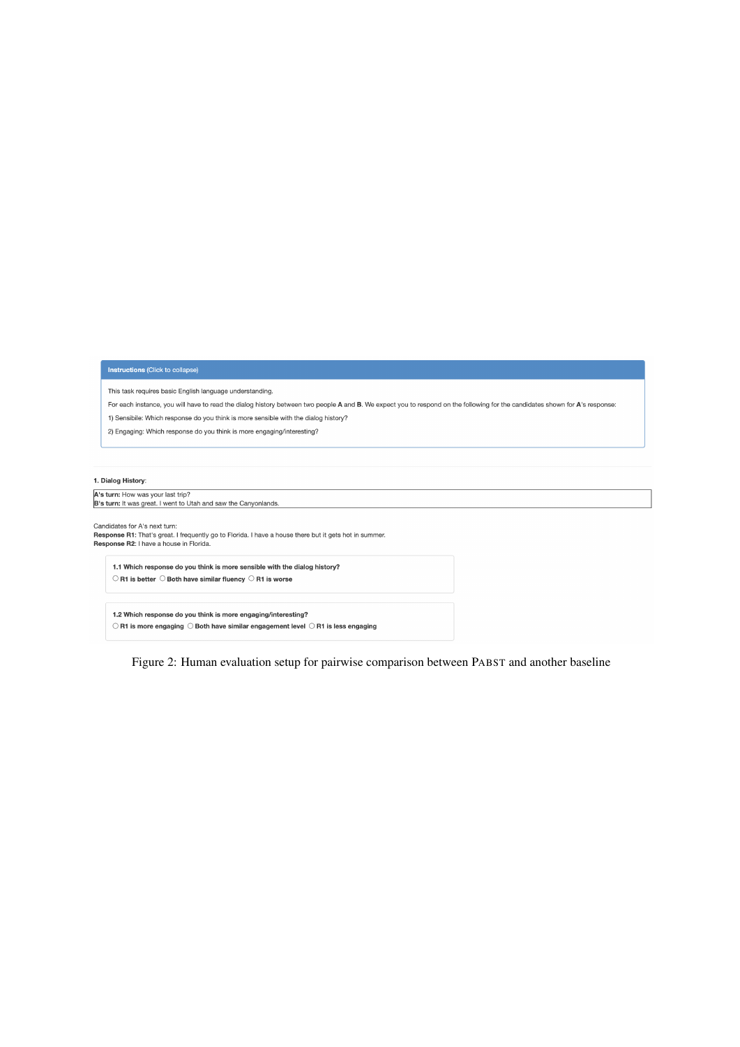**Instructions** (Click to collapse)

This task requires basic English language understanding.

For each instance, you will have to read the dialog history between two people **A** and **B**. We expect you to respond on the following for the candidates shown for **A**'s response:

1) Sensibile: Which response do you think is more sensible with the dialog history?

2) Engaging: Which response do you think is more engaging/interesting?

**1. Dialog History**:

**A's turn:** How was your last trip?
**B's turn:** It was great. I went to Utah and saw the Canyonlands.

Candidates for A's next turn:
**Response R1:** That's great. I frequently go to Florida. I have a house there but it gets hot in summer.
**Response R2:** I have a house in Florida.

**1.1 Which response do you think is more sensible with the dialog history?**
○ **R1 is better** ○ **Both have similar fluency** ○ **R1 is worse**

**1.2 Which response do you think is more engaging/interesting?**
○ **R1 is more engaging** ○ **Both have similar engagement level** ○ **R1 is less engaging**

Figure 2: Human evaluation setup for pairwise comparison between PABST and another baseline